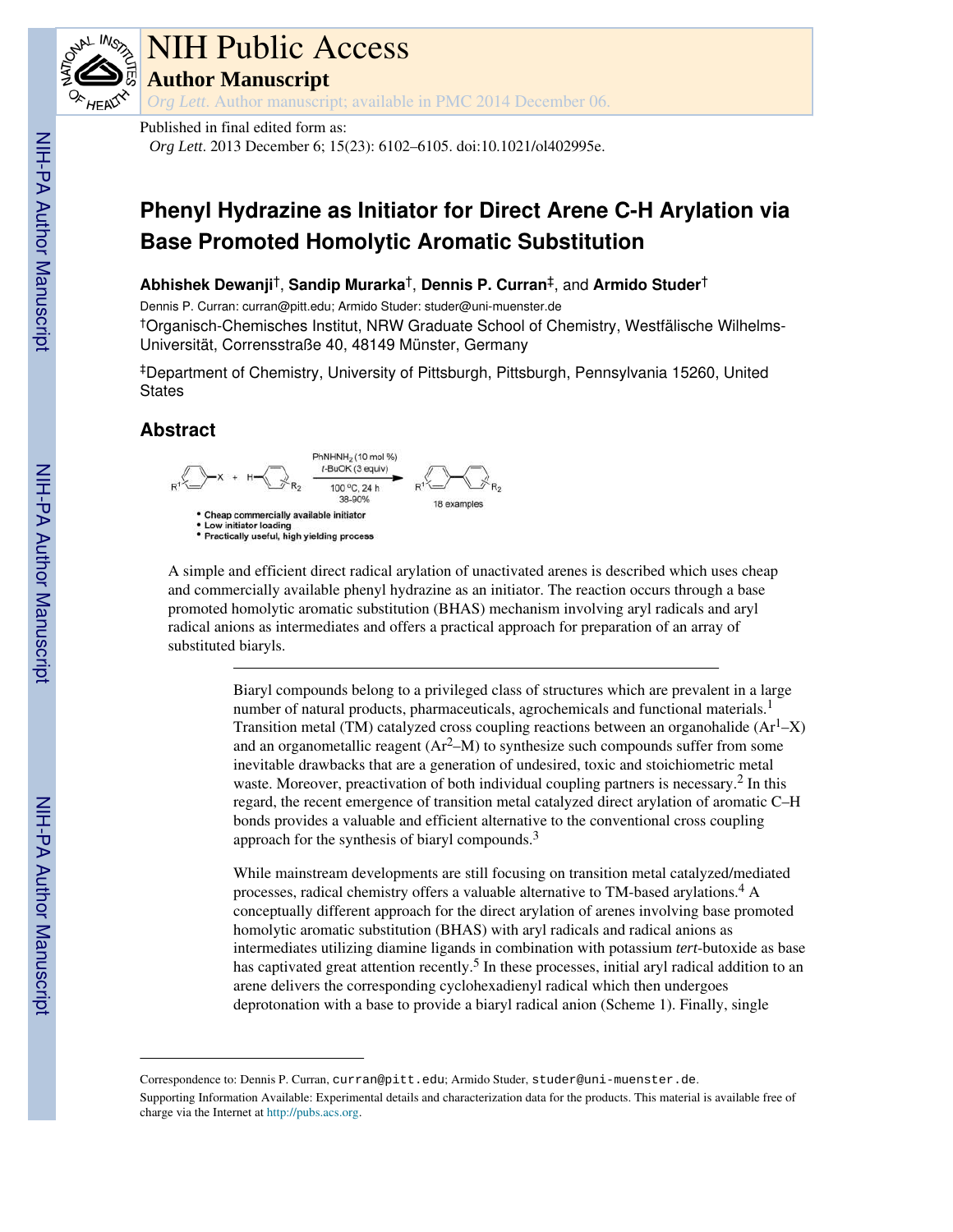Published in final edited form as:

*Org Lett*. 2013 December 6; 15(23): 6102–6105. doi:10.1021/ol402995e.

# Phenyl Hydrazine as Initiator for Direct Arene C-H Arylation via Base Promoted Homolytic Aromatic Substitution

**Abhishek Dewanji**[†], **Sandip Murarka**[†], **Dennis P. Curran**[‡], and **Armido Studer**[†]

Dennis P. Curran: curran@pitt.edu; Armido Studer: studer@uni-muenster.de

[†]Organisch-Chemisches Institut, NRW Graduate School of Chemistry, Westfälische Wilhelms-Universität, Corrensstraße 40, 48149 Münster, Germany

[‡]Department of Chemistry, University of Pittsburgh, Pittsburgh, Pennsylvania 15260, United States

## Abstract

$R^1$-Ar–X + H–Ar-$R_2$ → ($PhNHNH_2$ (10 mol %), *t*-BuOK (3 equiv), 100 °C, 24 h, 38-90%) → $R^1$-Ar–Ar-$R_2$ (18 examples)

- Cheap commercially available initiator
- Low initiator loading
- Practically useful, high yielding process

A simple and efficient direct radical arylation of unactivated arenes is described which uses cheap and commercially available phenyl hydrazine as an initiator. The reaction occurs through a base promoted homolytic aromatic substitution (BHAS) mechanism involving aryl radicals and aryl radical anions as intermediates and offers a practical approach for preparation of an array of substituted biaryls.

---

Biaryl compounds belong to a privileged class of structures which are prevalent in a large number of natural products, pharmaceuticals, agrochemicals and functional materials.[1] Transition metal (TM) catalyzed cross coupling reactions between an organohalide ($Ar^1$–X) and an organometallic reagent ($Ar^2$–M) to synthesize such compounds suffer from some inevitable drawbacks that are a generation of undesired, toxic and stoichiometric metal waste. Moreover, preactivation of both individual coupling partners is necessary.[2] In this regard, the recent emergence of transition metal catalyzed direct arylation of aromatic C–H bonds provides a valuable and efficient alternative to the conventional cross coupling approach for the synthesis of biaryl compounds.[3]

While mainstream developments are still focusing on transition metal catalyzed/mediated processes, radical chemistry offers a valuable alternative to TM-based arylations.[4] A conceptually different approach for the direct arylation of arenes involving base promoted homolytic aromatic substitution (BHAS) with aryl radicals and radical anions as intermediates utilizing diamine ligands in combination with potassium *tert*-butoxide as base has captivated great attention recently.[5] In these processes, initial aryl radical addition to an arene delivers the corresponding cyclohexadienyl radical which then undergoes deprotonation with a base to provide a biaryl radical anion (Scheme 1). Finally, single

---

Correspondence to: Dennis P. Curran, curran@pitt.edu; Armido Studer, studer@uni-muenster.de.

Supporting Information Available: Experimental details and characterization data for the products. This material is available free of charge via the Internet at http://pubs.acs.org.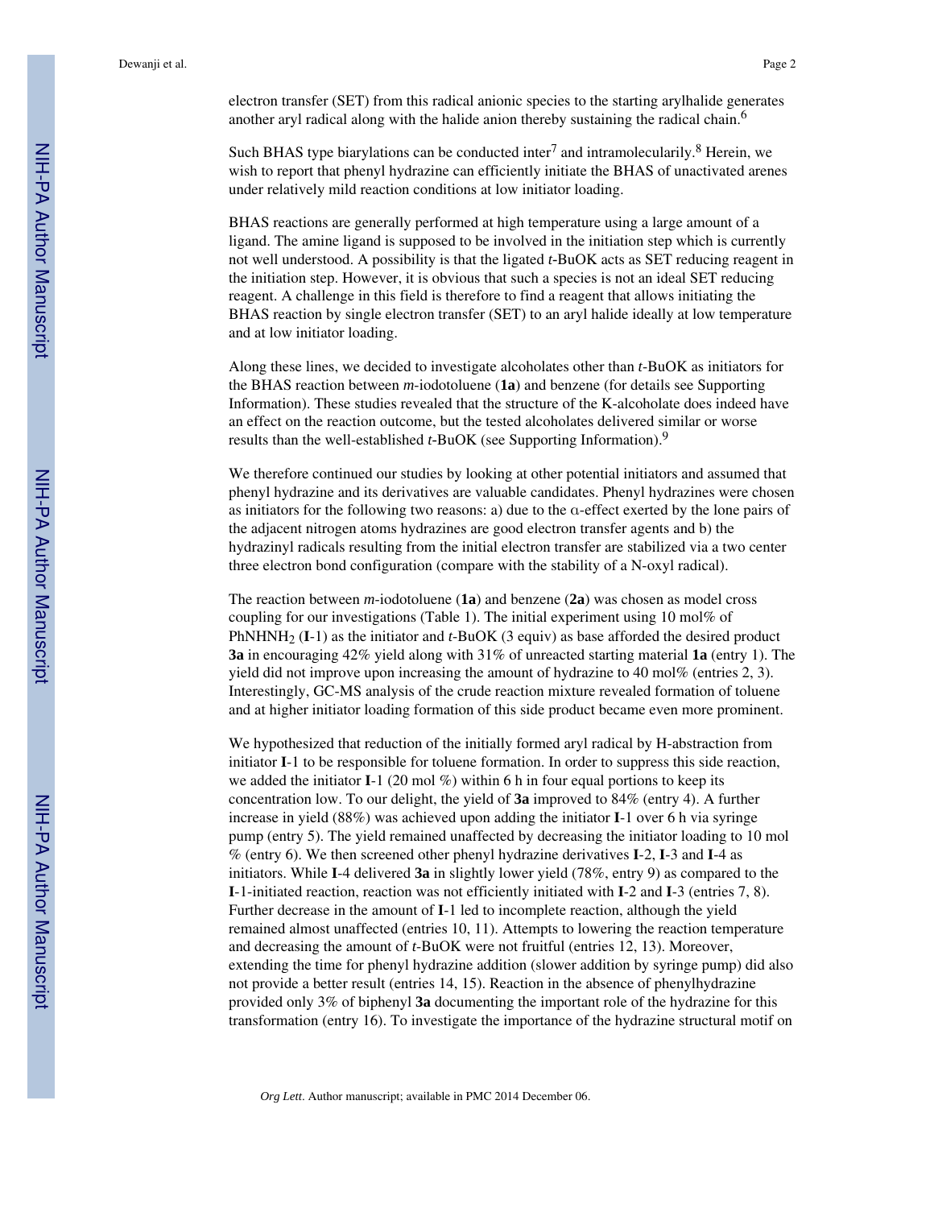electron transfer (SET) from this radical anionic species to the starting arylhalide generates another aryl radical along with the halide anion thereby sustaining the radical chain.[6]

Such BHAS type biarylations can be conducted inter[7] and intramolecularly.[8] Herein, we wish to report that phenyl hydrazine can efficiently initiate the BHAS of unactivated arenes under relatively mild reaction conditions at low initiator loading.

BHAS reactions are generally performed at high temperature using a large amount of a ligand. The amine ligand is supposed to be involved in the initiation step which is currently not well understood. A possibility is that the ligated *t*-BuOK acts as SET reducing reagent in the initiation step. However, it is obvious that such a species is not an ideal SET reducing reagent. A challenge in this field is therefore to find a reagent that allows initiating the BHAS reaction by single electron transfer (SET) to an aryl halide ideally at low temperature and at low initiator loading.

Along these lines, we decided to investigate alcoholates other than *t*-BuOK as initiators for the BHAS reaction between *m*-iodotoluene (**1a**) and benzene (for details see Supporting Information). These studies revealed that the structure of the K-alcoholate does indeed have an effect on the reaction outcome, but the tested alcoholates delivered similar or worse results than the well-established *t*-BuOK (see Supporting Information).[9]

We therefore continued our studies by looking at other potential initiators and assumed that phenyl hydrazine and its derivatives are valuable candidates. Phenyl hydrazines were chosen as initiators for the following two reasons: a) due to the α-effect exerted by the lone pairs of the adjacent nitrogen atoms hydrazines are good electron transfer agents and b) the hydrazinyl radicals resulting from the initial electron transfer are stabilized via a two center three electron bond configuration (compare with the stability of a N-oxyl radical).

The reaction between *m*-iodotoluene (**1a**) and benzene (**2a**) was chosen as model cross coupling for our investigations (Table 1). The initial experiment using 10 mol% of $PhNHNH_2$ (**I**-1) as the initiator and *t*-BuOK (3 equiv) as base afforded the desired product **3a** in encouraging 42% yield along with 31% of unreacted starting material **1a** (entry 1). The yield did not improve upon increasing the amount of hydrazine to 40 mol% (entries 2, 3). Interestingly, GC-MS analysis of the crude reaction mixture revealed formation of toluene and at higher initiator loading formation of this side product became even more prominent.

We hypothesized that reduction of the initially formed aryl radical by H-abstraction from initiator **I**-1 to be responsible for toluene formation. In order to suppress this side reaction, we added the initiator **I**-1 (20 mol %) within 6 h in four equal portions to keep its concentration low. To our delight, the yield of **3a** improved to 84% (entry 4). A further increase in yield (88%) was achieved upon adding the initiator **I**-1 over 6 h via syringe pump (entry 5). The yield remained unaffected by decreasing the initiator loading to 10 mol % (entry 6). We then screened other phenyl hydrazine derivatives **I**-2, **I**-3 and **I**-4 as initiators. While **I**-4 delivered **3a** in slightly lower yield (78%, entry 9) as compared to the **I**-1-initiated reaction, reaction was not efficiently initiated with **I**-2 and **I**-3 (entries 7, 8). Further decrease in the amount of **I**-1 led to incomplete reaction, although the yield remained almost unaffected (entries 10, 11). Attempts to lowering the reaction temperature and decreasing the amount of *t*-BuOK were not fruitful (entries 12, 13). Moreover, extending the time for phenyl hydrazine addition (slower addition by syringe pump) did also not provide a better result (entries 14, 15). Reaction in the absence of phenylhydrazine provided only 3% of biphenyl **3a** documenting the important role of the hydrazine for this transformation (entry 16). To investigate the importance of the hydrazine structural motif on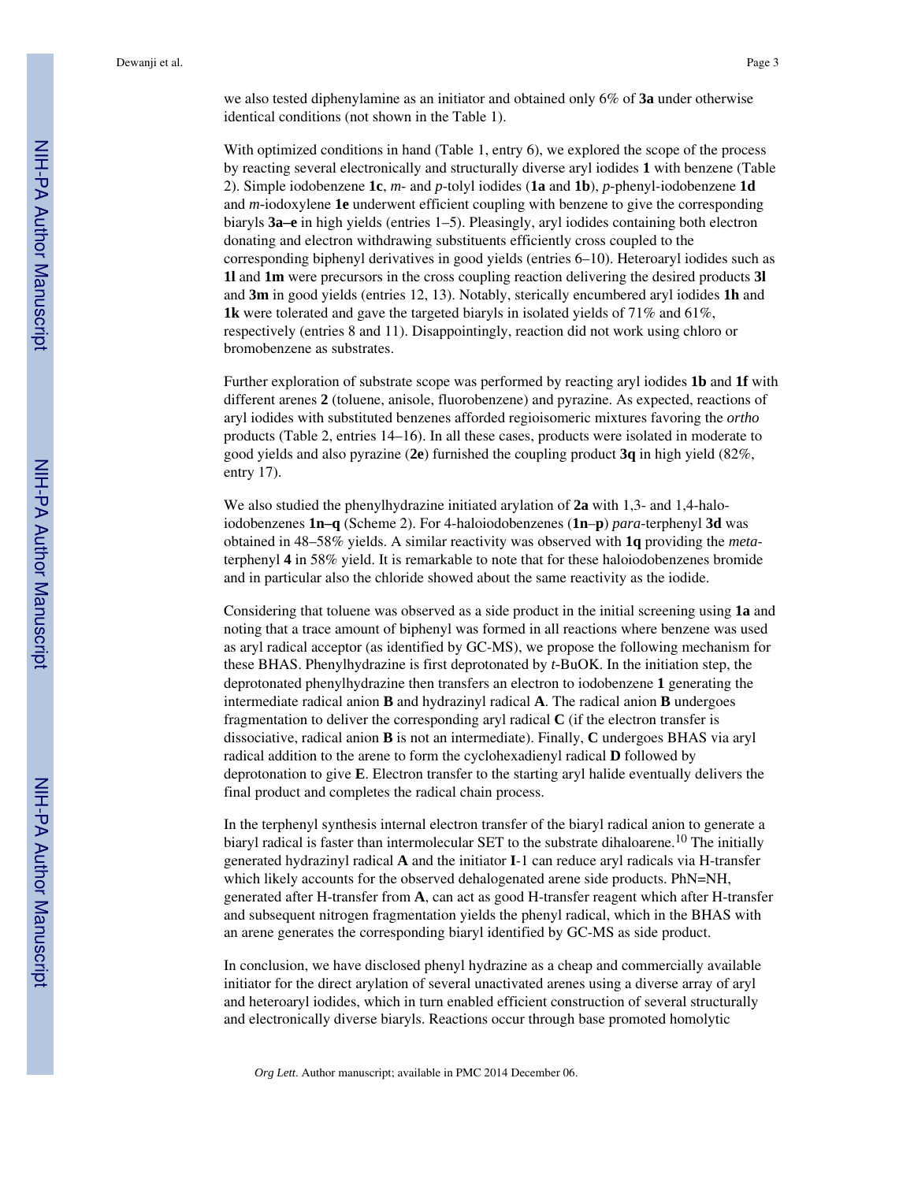we also tested diphenylamine as an initiator and obtained only 6% of **3a** under otherwise identical conditions (not shown in the Table 1).

With optimized conditions in hand (Table 1, entry 6), we explored the scope of the process by reacting several electronically and structurally diverse aryl iodides **1** with benzene (Table 2). Simple iodobenzene **1c**, *m*- and *p*-tolyl iodides (**1a** and **1b**), *p*-phenyl-iodobenzene **1d** and *m*-iodoxylene **1e** underwent efficient coupling with benzene to give the corresponding biaryls **3a–e** in high yields (entries 1–5). Pleasingly, aryl iodides containing both electron donating and electron withdrawing substituents efficiently cross coupled to the corresponding biphenyl derivatives in good yields (entries 6–10). Heteroaryl iodides such as **1l** and **1m** were precursors in the cross coupling reaction delivering the desired products **3l** and **3m** in good yields (entries 12, 13). Notably, sterically encumbered aryl iodides **1h** and **1k** were tolerated and gave the targeted biaryls in isolated yields of 71% and 61%, respectively (entries 8 and 11). Disappointingly, reaction did not work using chloro or bromobenzene as substrates.

Further exploration of substrate scope was performed by reacting aryl iodides **1b** and **1f** with different arenes **2** (toluene, anisole, fluorobenzene) and pyrazine. As expected, reactions of aryl iodides with substituted benzenes afforded regioisomeric mixtures favoring the *ortho* products (Table 2, entries 14–16). In all these cases, products were isolated in moderate to good yields and also pyrazine (**2e**) furnished the coupling product **3q** in high yield (82%, entry 17).

We also studied the phenylhydrazine initiated arylation of **2a** with 1,3- and 1,4-halo-iodobenzenes **1n–q** (Scheme 2). For 4-haloiodobenzenes (**1n**–**p**) *para*-terphenyl **3d** was obtained in 48–58% yields. A similar reactivity was observed with **1q** providing the *meta*-terphenyl **4** in 58% yield. It is remarkable to note that for these haloiodobenzenes bromide and in particular also the chloride showed about the same reactivity as the iodide.

Considering that toluene was observed as a side product in the initial screening using **1a** and noting that a trace amount of biphenyl was formed in all reactions where benzene was used as aryl radical acceptor (as identified by GC-MS), we propose the following mechanism for these BHAS. Phenylhydrazine is first deprotonated by *t*-BuOK. In the initiation step, the deprotonated phenylhydrazine then transfers an electron to iodobenzene **1** generating the intermediate radical anion **B** and hydrazinyl radical **A**. The radical anion **B** undergoes fragmentation to deliver the corresponding aryl radical **C** (if the electron transfer is dissociative, radical anion **B** is not an intermediate). Finally, **C** undergoes BHAS via aryl radical addition to the arene to form the cyclohexadienyl radical **D** followed by deprotonation to give **E**. Electron transfer to the starting aryl halide eventually delivers the final product and completes the radical chain process.

In the terphenyl synthesis internal electron transfer of the biaryl radical anion to generate a biaryl radical is faster than intermolecular SET to the substrate dihaloarene.[10] The initially generated hydrazinyl radical **A** and the initiator **I**-1 can reduce aryl radicals via H-transfer which likely accounts for the observed dehalogenated arene side products. PhN=NH, generated after H-transfer from **A**, can act as good H-transfer reagent which after H-transfer and subsequent nitrogen fragmentation yields the phenyl radical, which in the BHAS with an arene generates the corresponding biaryl identified by GC-MS as side product.

In conclusion, we have disclosed phenyl hydrazine as a cheap and commercially available initiator for the direct arylation of several unactivated arenes using a diverse array of aryl and heteroaryl iodides, which in turn enabled efficient construction of several structurally and electronically diverse biaryls. Reactions occur through base promoted homolytic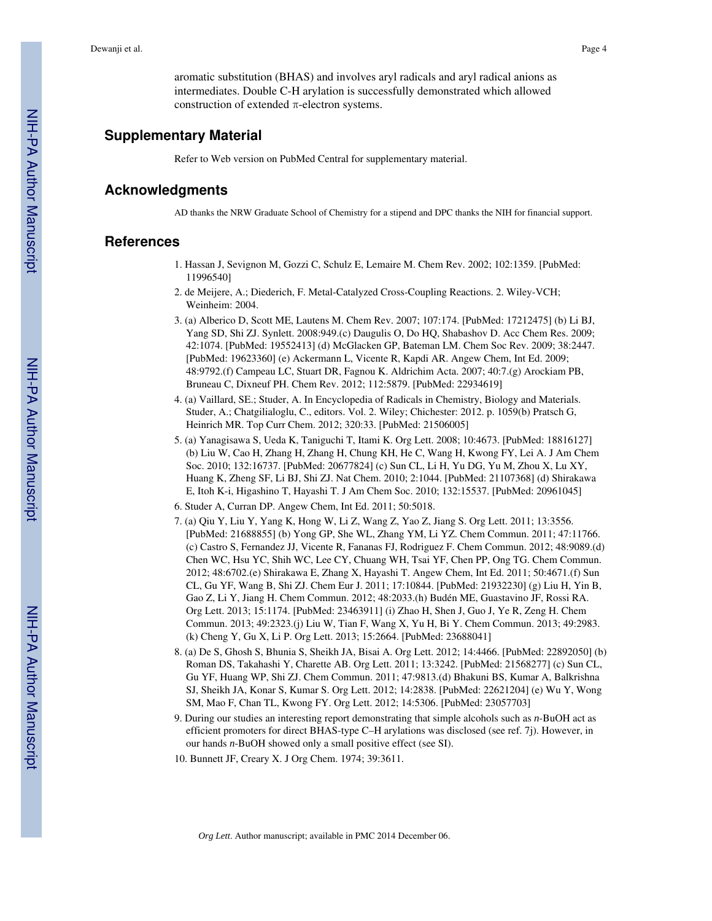aromatic substitution (BHAS) and involves aryl radicals and aryl radical anions as intermediates. Double C-H arylation is successfully demonstrated which allowed construction of extended π-electron systems.

## Supplementary Material

Refer to Web version on PubMed Central for supplementary material.

## Acknowledgments

AD thanks the NRW Graduate School of Chemistry for a stipend and DPC thanks the NIH for financial support.

## References

1. Hassan J, Sevignon M, Gozzi C, Schulz E, Lemaire M. Chem Rev. 2002; 102:1359. [PubMed: 11996540]
2. de Meijere, A.; Diederich, F. Metal-Catalyzed Cross-Coupling Reactions. 2. Wiley-VCH; Weinheim: 2004.
3. (a) Alberico D, Scott ME, Lautens M. Chem Rev. 2007; 107:174. [PubMed: 17212475] (b) Li BJ, Yang SD, Shi ZJ. Synlett. 2008:949.(c) Daugulis O, Do HQ, Shabashov D. Acc Chem Res. 2009; 42:1074. [PubMed: 19552413] (d) McGlacken GP, Bateman LM. Chem Soc Rev. 2009; 38:2447. [PubMed: 19623360] (e) Ackermann L, Vicente R, Kapdi AR. Angew Chem, Int Ed. 2009; 48:9792.(f) Campeau LC, Stuart DR, Fagnou K. Aldrichim Acta. 2007; 40:7.(g) Arockiam PB, Bruneau C, Dixneuf PH. Chem Rev. 2012; 112:5879. [PubMed: 22934619]
4. (a) Vaillard, SE.; Studer, A. In Encyclopedia of Radicals in Chemistry, Biology and Materials. Studer, A.; Chatgilialoglu, C., editors. Vol. 2. Wiley; Chichester: 2012. p. 1059(b) Pratsch G, Heinrich MR. Top Curr Chem. 2012; 320:33. [PubMed: 21506005]
5. (a) Yanagisawa S, Ueda K, Taniguchi T, Itami K. Org Lett. 2008; 10:4673. [PubMed: 18816127] (b) Liu W, Cao H, Zhang H, Zhang H, Chung KH, He C, Wang H, Kwong FY, Lei A. J Am Chem Soc. 2010; 132:16737. [PubMed: 20677824] (c) Sun CL, Li H, Yu DG, Yu M, Zhou X, Lu XY, Huang K, Zheng SF, Li BJ, Shi ZJ. Nat Chem. 2010; 2:1044. [PubMed: 21107368] (d) Shirakawa E, Itoh K-i, Higashino T, Hayashi T. J Am Chem Soc. 2010; 132:15537. [PubMed: 20961045]
6. Studer A, Curran DP. Angew Chem, Int Ed. 2011; 50:5018.
7. (a) Qiu Y, Liu Y, Yang K, Hong W, Li Z, Wang Z, Yao Z, Jiang S. Org Lett. 2011; 13:3556. [PubMed: 21688855] (b) Yong GP, She WL, Zhang YM, Li YZ. Chem Commun. 2011; 47:11766. (c) Castro S, Fernandez JJ, Vicente R, Fananas FJ, Rodriguez F. Chem Commun. 2012; 48:9089.(d) Chen WC, Hsu YC, Shih WC, Lee CY, Chuang WH, Tsai YF, Chen PP, Ong TG. Chem Commun. 2012; 48:6702.(e) Shirakawa E, Zhang X, Hayashi T. Angew Chem, Int Ed. 2011; 50:4671.(f) Sun CL, Gu YF, Wang B, Shi ZJ. Chem Eur J. 2011; 17:10844. [PubMed: 21932230] (g) Liu H, Yin B, Gao Z, Li Y, Jiang H. Chem Commun. 2012; 48:2033.(h) Budén ME, Guastavino JF, Rossi RA. Org Lett. 2013; 15:1174. [PubMed: 23463911] (i) Zhao H, Shen J, Guo J, Ye R, Zeng H. Chem Commun. 2013; 49:2323.(j) Liu W, Tian F, Wang X, Yu H, Bi Y. Chem Commun. 2013; 49:2983. (k) Cheng Y, Gu X, Li P. Org Lett. 2013; 15:2664. [PubMed: 23688041]
8. (a) De S, Ghosh S, Bhunia S, Sheikh JA, Bisai A. Org Lett. 2012; 14:4466. [PubMed: 22892050] (b) Roman DS, Takahashi Y, Charette AB. Org Lett. 2011; 13:3242. [PubMed: 21568277] (c) Sun CL, Gu YF, Huang WP, Shi ZJ. Chem Commun. 2011; 47:9813.(d) Bhakuni BS, Kumar A, Balkrishna SJ, Sheikh JA, Konar S, Kumar S. Org Lett. 2012; 14:2838. [PubMed: 22621204] (e) Wu Y, Wong SM, Mao F, Chan TL, Kwong FY. Org Lett. 2012; 14:5306. [PubMed: 23057703]
9. During our studies an interesting report demonstrating that simple alcohols such as *n*-BuOH act as efficient promoters for direct BHAS-type C–H arylations was disclosed (see ref. 7j). However, in our hands *n*-BuOH showed only a small positive effect (see SI).
10. Bunnett JF, Creary X. J Org Chem. 1974; 39:3611.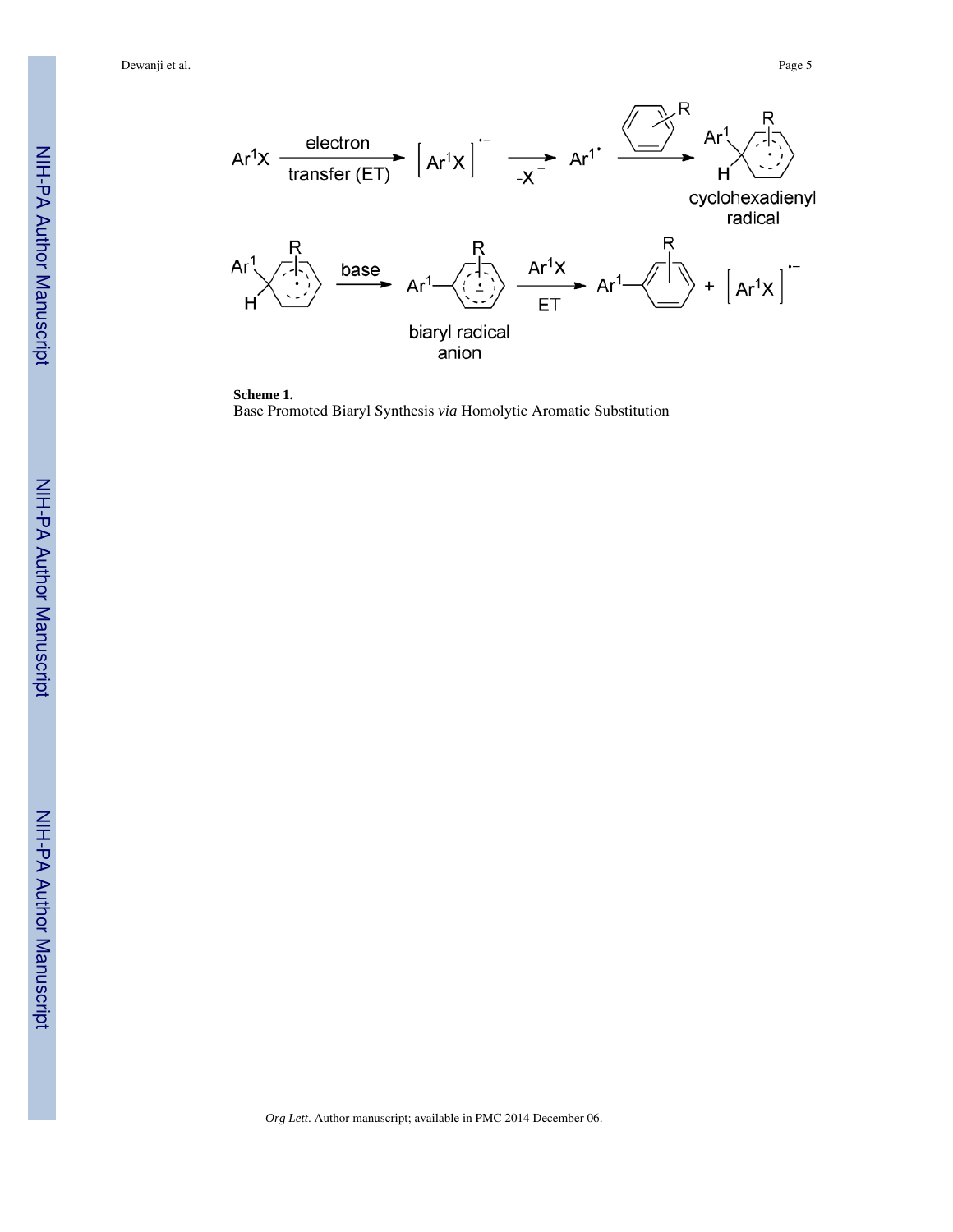**Scheme 1.**

Base Promoted Biaryl Synthesis *via* Homolytic Aromatic Substitution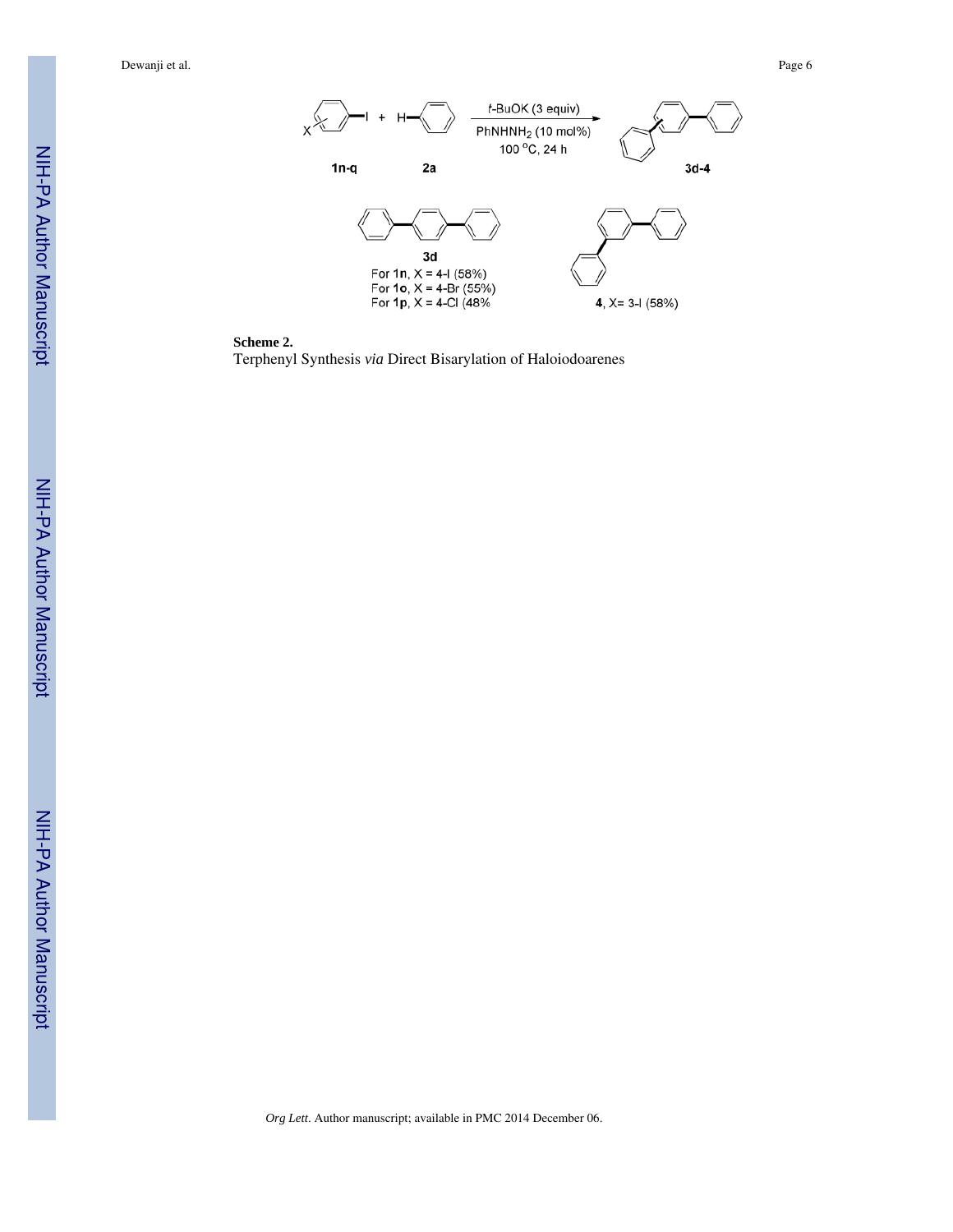**Scheme 2.**

Terphenyl Synthesis *via* Direct Bisarylation of Haloiodoarenes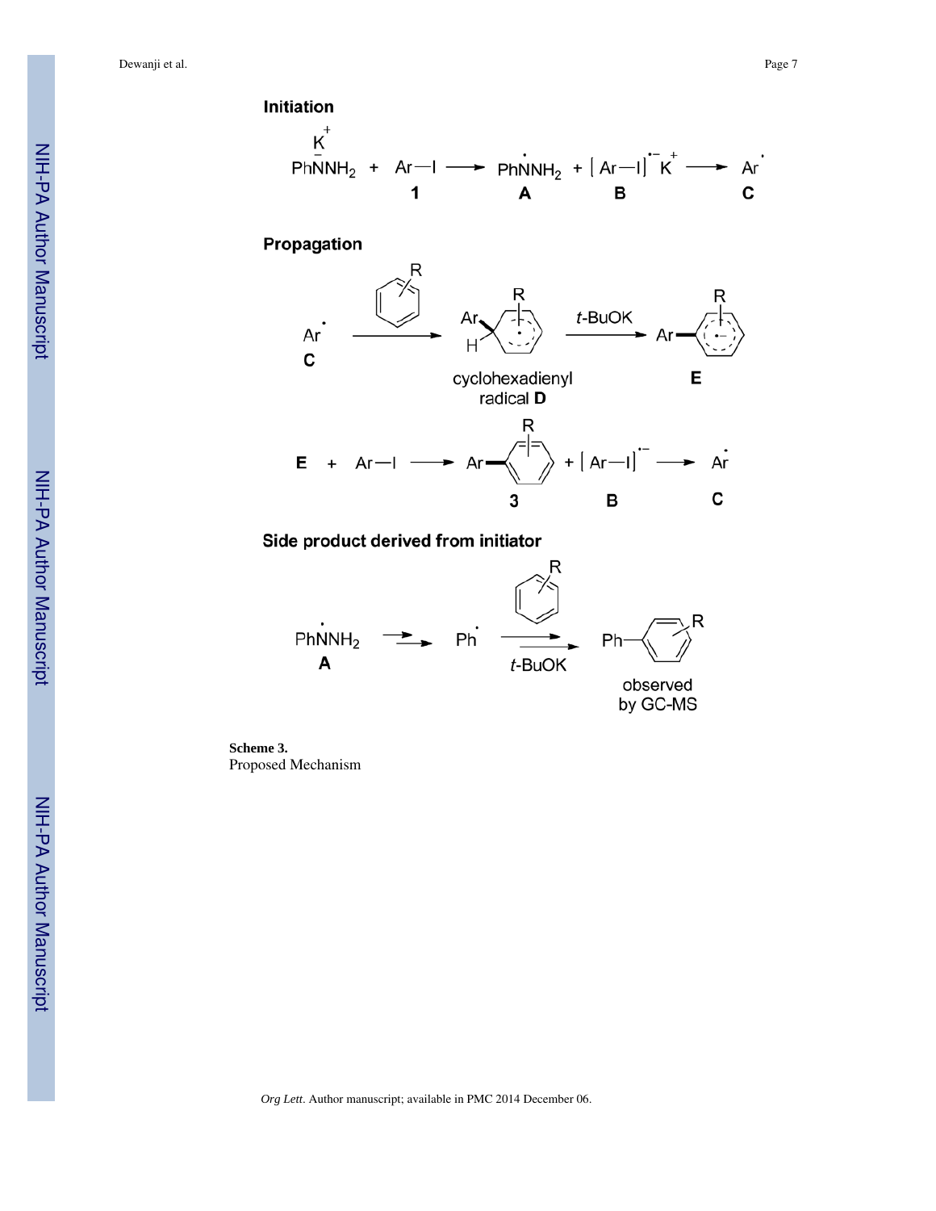**Initiation**

$$PhN^{-}(K^{+})NH_2 + Ar{-}I \longrightarrow Ph\dot{N}NH_2 + [Ar{-}I]^{\bullet -}K^{+} \longrightarrow Ar^{\bullet}$$

1 → A + B → C

**Propagation**

$Ar^{\bullet}$ (C) + arene (R) → cyclohexadienyl radical **D** → ($t$-BuOK) → **E**

**E** + Ar—I → Ar–arene(R) (**3**) + $[Ar{-}I]^{\bullet -}$ (**B**) → $Ar^{\bullet}$ (**C**)

**Side product derived from initiator**

$Ph\dot{N}NH_2$ (**A**) → $Ph^{\bullet}$ → (arene (R), $t$-BuOK) → Ph–arene(R), observed by GC-MS

**Scheme 3.**
Proposed Mechanism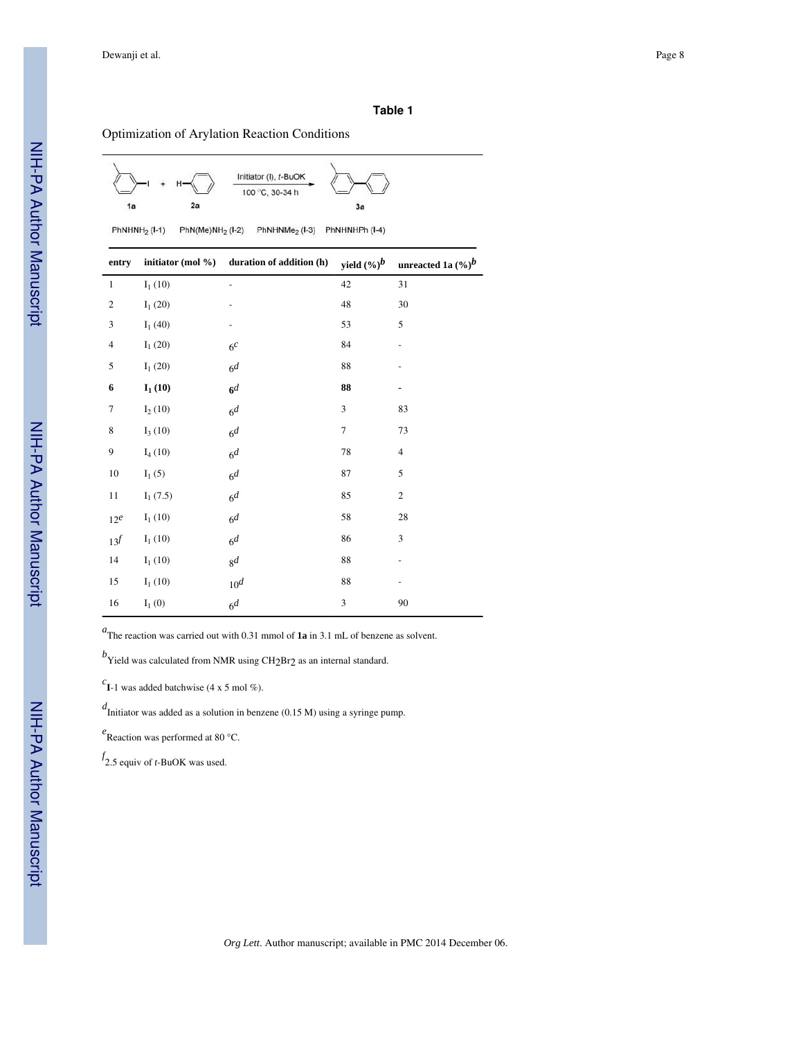## Table 1

Optimization of Arylation Reaction Conditions

1a + 2a → (Initiator (I), t-BuOK, 100 °C, 30-34 h) → 3a

$PhNHNH_2$ (I-1)  PhN(Me)$NH_2$ (I-2)  $PhNHNMe_2$ (I-3)  PhNHNHPh (I-4)

| entry | initiator (mol %) | duration of addition (h) | yield (%)[b] | unreacted 1a (%)[b] |
|---|---|---|---|---|
| 1 | $I_1$ (10) | - | 42 | 31 |
| 2 | $I_1$ (20) | - | 48 | 30 |
| 3 | $I_1$ (40) | - | 53 | 5 |
| 4 | $I_1$ (20) | 6[c] | 84 | - |
| 5 | $I_1$ (20) | 6[d] | 88 | - |
| **6** | **$I_1$ (10)** | **6[d]** | **88** | **-** |
| 7 | $I_2$ (10) | 6[d] | 3 | 83 |
| 8 | $I_3$ (10) | 6[d] | 7 | 73 |
| 9 | $I_4$ (10) | 6[d] | 78 | 4 |
| 10 | $I_1$ (5) | 6[d] | 87 | 5 |
| 11 | $I_1$ (7.5) | 6[d] | 85 | 2 |
| 12[e] | $I_1$ (10) | 6[d] | 58 | 28 |
| 13[f] | $I_1$ (10) | 6[d] | 86 | 3 |
| 14 | $I_1$ (10) | 8[d] | 88 | - |
| 15 | $I_1$ (10) | 10[d] | 88 | - |
| 16 | $I_1$ (0) | 6[d] | 3 | 90 |

[a]The reaction was carried out with 0.31 mmol of **1a** in 3.1 mL of benzene as solvent.

[b]Yield was calculated from NMR using $CH_2Br_2$ as an internal standard.

[c]**I**-1 was added batchwise (4 x 5 mol %).

[d]Initiator was added as a solution in benzene (0.15 M) using a syringe pump.

[e]Reaction was performed at 80 °C.

[f]2.5 equiv of *t*-BuOK was used.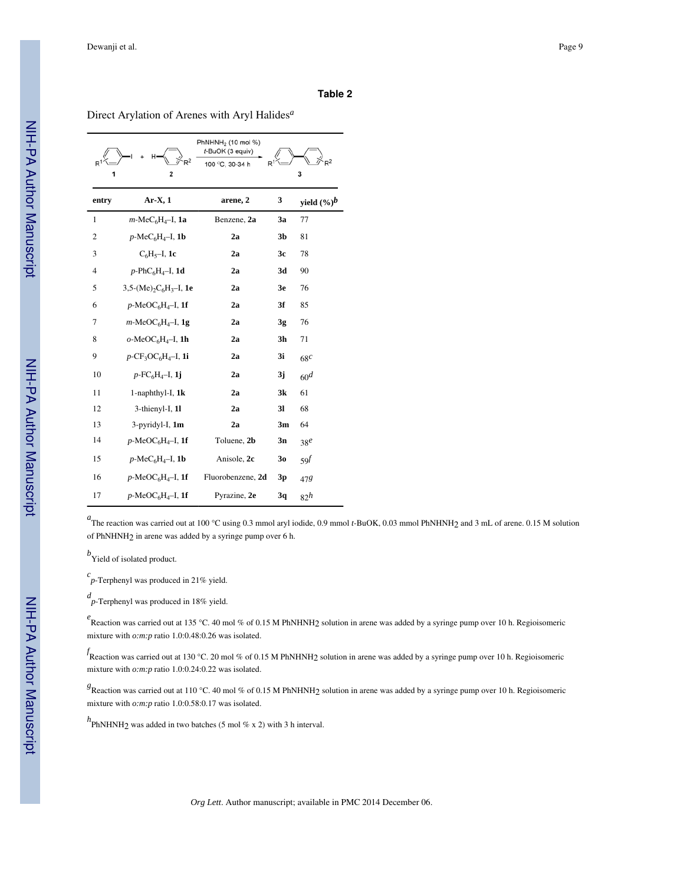**Table 2**

Direct Arylation of Arenes with Aryl Halides[a]

PhNHNH$_2$ (10 mol %), *t*-BuOK (3 equiv), 100 °C, 30-34 h

| entry | Ar-X, **1** | arene, **2** | **3** | yield (%)[b] |
|---|---|---|---|---|
| 1 | *m*-MeC$_6$H$_4$–I, **1a** | Benzene, **2a** | **3a** | 77 |
| 2 | *p*-MeC$_6$H$_4$–I, **1b** | **2a** | **3b** | 81 |
| 3 | C$_6$H$_5$–I, **1c** | **2a** | **3c** | 78 |
| 4 | *p*-PhC$_6$H$_4$–I, **1d** | **2a** | **3d** | 90 |
| 5 | 3,5-(Me)$_2$C$_6$H$_3$–I, **1e** | **2a** | **3e** | 76 |
| 6 | *p*-MeOC$_6$H$_4$–I, **1f** | **2a** | **3f** | 85 |
| 7 | *m*-MeOC$_6$H$_4$–I, **1g** | **2a** | **3g** | 76 |
| 8 | *o*-MeOC$_6$H$_4$–I, **1h** | **2a** | **3h** | 71 |
| 9 | *p*-CF$_3$OC$_6$H$_4$–I, **1i** | **2a** | **3i** | 68[c] |
| 10 | *p*-FC$_6$H$_4$–I, **1j** | **2a** | **3j** | 60[d] |
| 11 | 1-naphthyl-I, **1k** | **2a** | **3k** | 61 |
| 12 | 3-thienyl-I, **1l** | **2a** | **3l** | 68 |
| 13 | 3-pyridyl-I, **1m** | **2a** | **3m** | 64 |
| 14 | *p*-MeOC$_6$H$_4$–I, **1f** | Toluene, **2b** | **3n** | 38[e] |
| 15 | *p*-MeC$_6$H$_4$–I, **1b** | Anisole, **2c** | **3o** | 59[f] |
| 16 | *p*-MeOC$_6$H$_4$–I, **1f** | Fluorobenzene, **2d** | **3p** | 47[g] |
| 17 | *p*-MeOC$_6$H$_4$–I, **1f** | Pyrazine, **2e** | **3q** | 82[h] |

[a]The reaction was carried out at 100 °C using 0.3 mmol aryl iodide, 0.9 mmol *t*-BuOK, 0.03 mmol PhNHNH$_2$ and 3 mL of arene. 0.15 M solution of PhNHNH$_2$ in arene was added by a syringe pump over 6 h.

[b]Yield of isolated product.

[c]*p*-Terphenyl was produced in 21% yield.

[d]*p*-Terphenyl was produced in 18% yield.

[e]Reaction was carried out at 135 °C. 40 mol % of 0.15 M PhNHNH$_2$ solution in arene was added by a syringe pump over 10 h. Regioisomeric mixture with *o:m:p* ratio 1.0:0.48:0.26 was isolated.

[f]Reaction was carried out at 130 °C. 20 mol % of 0.15 M PhNHNH$_2$ solution in arene was added by a syringe pump over 10 h. Regioisomeric mixture with *o:m:p* ratio 1.0:0.24:0.22 was isolated.

[g]Reaction was carried out at 110 °C. 40 mol % of 0.15 M PhNHNH$_2$ solution in arene was added by a syringe pump over 10 h. Regioisomeric mixture with *o:m:p* ratio 1.0:0.58:0.17 was isolated.

[h]PhNHNH$_2$ was added in two batches (5 mol % x 2) with 3 h interval.